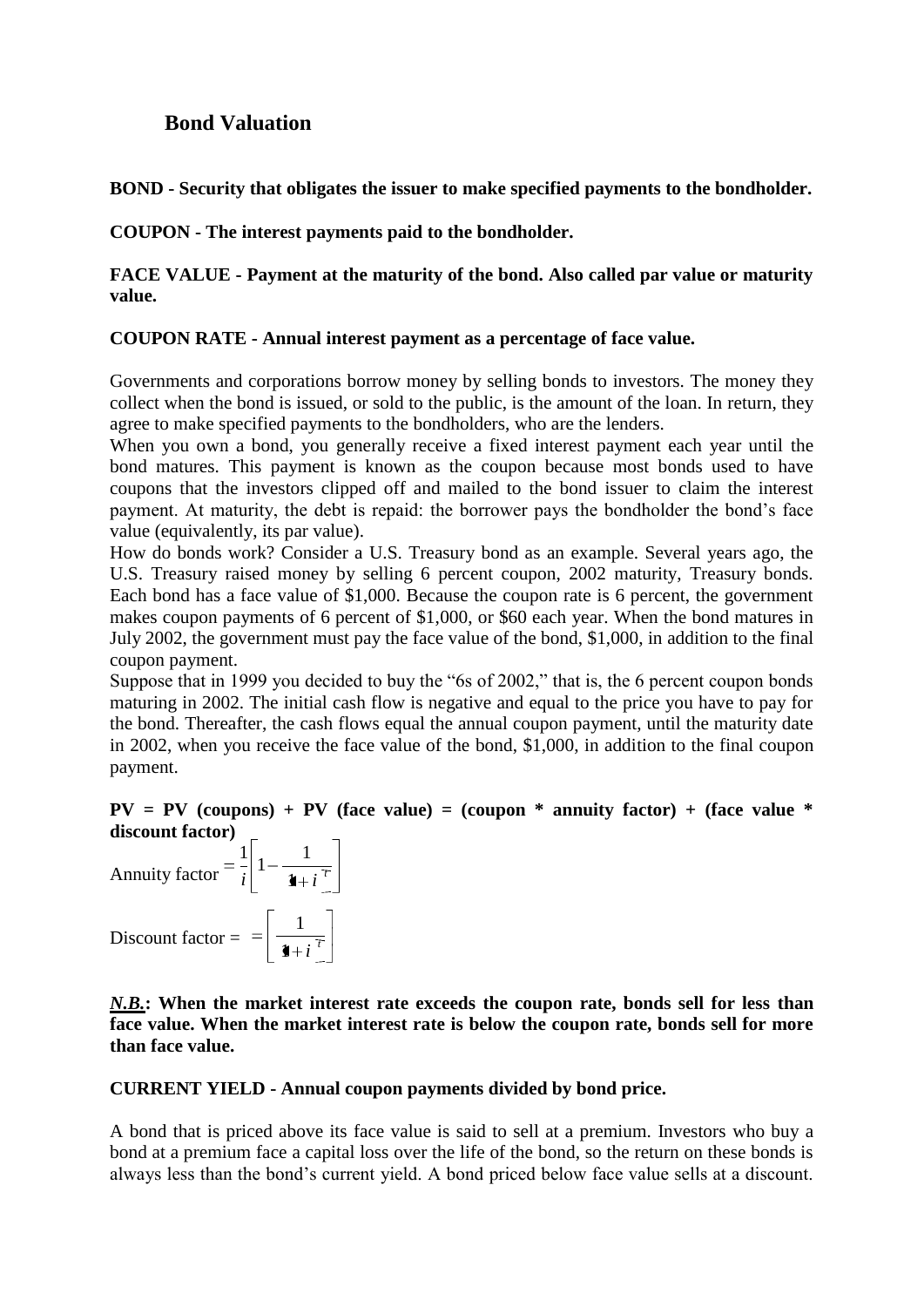## Bond Valuation

**BOND - Security that obligates the issuer to make specified payments to the bondholder.**

**COUPON - The interest payments paid to the bondholder.**

**FACE VALUE - Payment at the maturity of the bond. Also called par value or maturity value.**

**COUPON RATE - Annual interest payment as a percentage of face value.**

Governments and corporations borrow money by selling bonds to investors. The money they collect when the bond is issued, or sold to the public, is the amount of the loan. In return, they agree to make specified payments to the bondholders, who are the lenders.

When you own a bond, you generally receive a fixed interest payment each year until the bond matures. This payment is known as the coupon because most bonds used to have coupons that the investors clipped off and mailed to the bond issuer to claim the interest payment. At maturity, the debt is repaid: the borrower pays the bondholder the bond's face value (equivalently, its par value).

How do bonds work? Consider a U.S. Treasury bond as an example. Several years ago, the U.S. Treasury raised money by selling 6 percent coupon, 2002 maturity, Treasury bonds. Each bond has a face value of $1,000. Because the coupon rate is 6 percent, the government makes coupon payments of 6 percent of $1,000, or $60 each year. When the bond matures in July 2002, the government must pay the face value of the bond, $1,000, in addition to the final coupon payment.

Suppose that in 1999 you decided to buy the "6s of 2002," that is, the 6 percent coupon bonds maturing in 2002. The initial cash flow is negative and equal to the price you have to pay for the bond. Thereafter, the cash flows equal the annual coupon payment, until the maturity date in 2002, when you receive the face value of the bond, $1,000, in addition to the final coupon payment.

**PV = PV (coupons) + PV (face value) = (coupon * annuity factor) + (face value * discount factor)**

$$\text{Annuity factor} = \frac{1}{i}\left[1 - \frac{1}{(1+i)^{T}}\right]$$

$$\text{Discount factor} = \left[\frac{1}{(1+i)^{T}}\right]$$

***N.B.*: When the market interest rate exceeds the coupon rate, bonds sell for less than face value. When the market interest rate is below the coupon rate, bonds sell for more than face value.**

**CURRENT YIELD - Annual coupon payments divided by bond price.**

A bond that is priced above its face value is said to sell at a premium. Investors who buy a bond at a premium face a capital loss over the life of the bond, so the return on these bonds is always less than the bond's current yield. A bond priced below face value sells at a discount.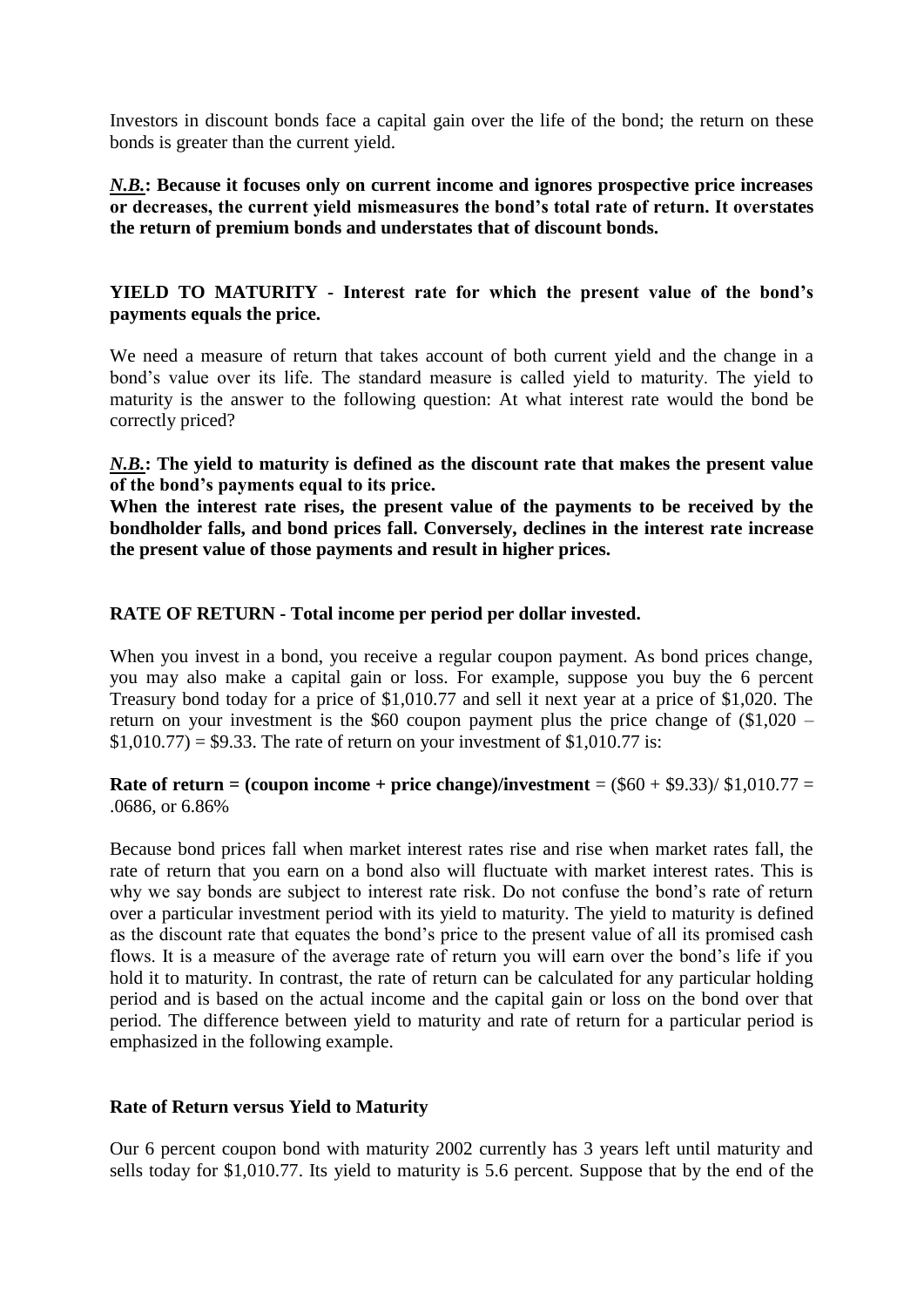Investors in discount bonds face a capital gain over the life of the bond; the return on these bonds is greater than the current yield.

***N.B.*: Because it focuses only on current income and ignores prospective price increases or decreases, the current yield mismeasures the bond's total rate of return. It overstates the return of premium bonds and understates that of discount bonds.**

**YIELD TO MATURITY - Interest rate for which the present value of the bond's payments equals the price.**

We need a measure of return that takes account of both current yield and the change in a bond's value over its life. The standard measure is called yield to maturity. The yield to maturity is the answer to the following question: At what interest rate would the bond be correctly priced?

***N.B.*: The yield to maturity is defined as the discount rate that makes the present value of the bond's payments equal to its price.**
**When the interest rate rises, the present value of the payments to be received by the bondholder falls, and bond prices fall. Conversely, declines in the interest rate increase the present value of those payments and result in higher prices.**

**RATE OF RETURN - Total income per period per dollar invested.**

When you invest in a bond, you receive a regular coupon payment. As bond prices change, you may also make a capital gain or loss. For example, suppose you buy the 6 percent Treasury bond today for a price of $1,010.77 and sell it next year at a price of $1,020. The return on your investment is the $60 coupon payment plus the price change of ($1,020 – $1,010.77) = $9.33. The rate of return on your investment of $1,010.77 is:

**Rate of return = (coupon income + price change)/investment** = ($60 + $9.33)/ $1,010.77 = .0686, or 6.86%

Because bond prices fall when market interest rates rise and rise when market rates fall, the rate of return that you earn on a bond also will fluctuate with market interest rates. This is why we say bonds are subject to interest rate risk. Do not confuse the bond's rate of return over a particular investment period with its yield to maturity. The yield to maturity is defined as the discount rate that equates the bond's price to the present value of all its promised cash flows. It is a measure of the average rate of return you will earn over the bond's life if you hold it to maturity. In contrast, the rate of return can be calculated for any particular holding period and is based on the actual income and the capital gain or loss on the bond over that period. The difference between yield to maturity and rate of return for a particular period is emphasized in the following example.

**Rate of Return versus Yield to Maturity**

Our 6 percent coupon bond with maturity 2002 currently has 3 years left until maturity and sells today for $1,010.77. Its yield to maturity is 5.6 percent. Suppose that by the end of the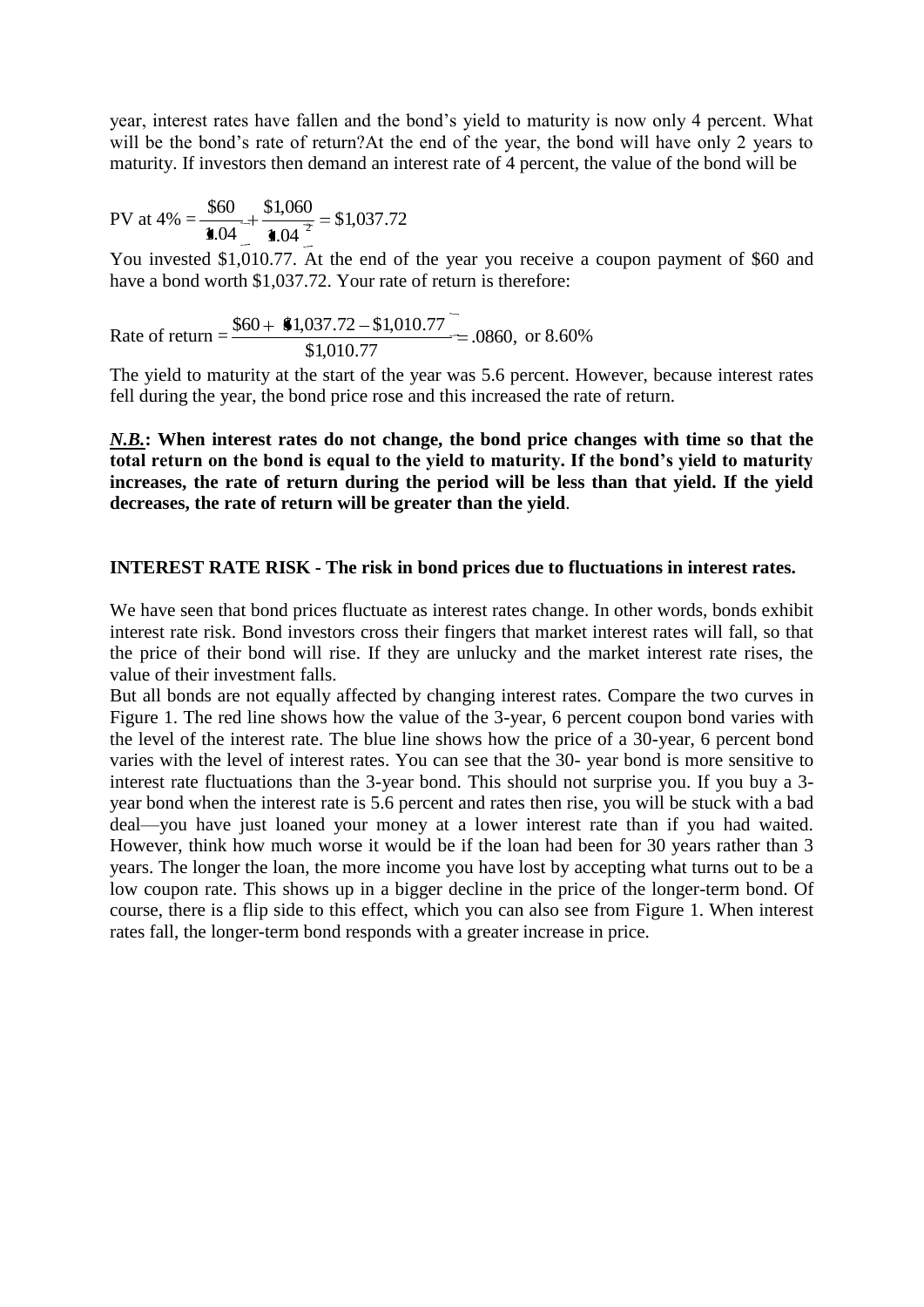year, interest rates have fallen and the bond's yield to maturity is now only 4 percent. What will be the bond's rate of return?At the end of the year, the bond will have only 2 years to maturity. If investors then demand an interest rate of 4 percent, the value of the bond will be

$$\text{PV at } 4\% = \frac{\$60}{1.04} + \frac{\$1{,}060}{(1.04)^2} = \$1{,}037.72$$

You invested \$1,010.77. At the end of the year you receive a coupon payment of \$60 and have a bond worth \$1,037.72. Your rate of return is therefore:

$$\text{Rate of return} = \frac{\$60 + (\$1{,}037.72 - \$1{,}010.77)}{\$1{,}010.77} = .0860, \text{ or } 8.60\%$$

The yield to maturity at the start of the year was 5.6 percent. However, because interest rates fell during the year, the bond price rose and this increased the rate of return.

***N.B.*****: When interest rates do not change, the bond price changes with time so that the total return on the bond is equal to the yield to maturity. If the bond's yield to maturity increases, the rate of return during the period will be less than that yield. If the yield decreases, the rate of return will be greater than the yield**.

**INTEREST RATE RISK - The risk in bond prices due to fluctuations in interest rates.**

We have seen that bond prices fluctuate as interest rates change. In other words, bonds exhibit interest rate risk. Bond investors cross their fingers that market interest rates will fall, so that the price of their bond will rise. If they are unlucky and the market interest rate rises, the value of their investment falls.

But all bonds are not equally affected by changing interest rates. Compare the two curves in Figure 1. The red line shows how the value of the 3-year, 6 percent coupon bond varies with the level of the interest rate. The blue line shows how the price of a 30-year, 6 percent bond varies with the level of interest rates. You can see that the 30- year bond is more sensitive to interest rate fluctuations than the 3-year bond. This should not surprise you. If you buy a 3-year bond when the interest rate is 5.6 percent and rates then rise, you will be stuck with a bad deal—you have just loaned your money at a lower interest rate than if you had waited. However, think how much worse it would be if the loan had been for 30 years rather than 3 years. The longer the loan, the more income you have lost by accepting what turns out to be a low coupon rate. This shows up in a bigger decline in the price of the longer-term bond. Of course, there is a flip side to this effect, which you can also see from Figure 1. When interest rates fall, the longer-term bond responds with a greater increase in price.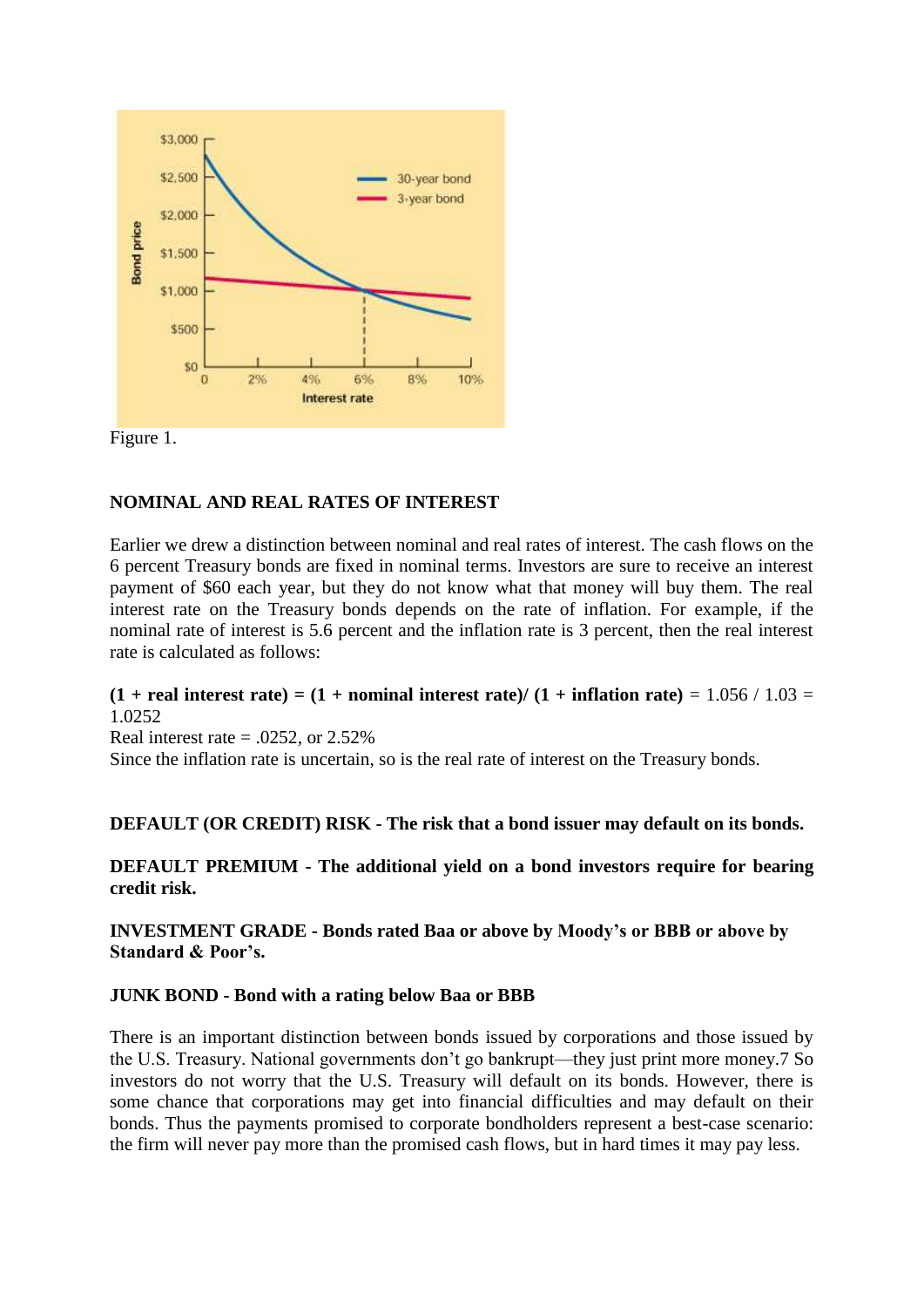Figure 1.

**NOMINAL AND REAL RATES OF INTEREST**

Earlier we drew a distinction between nominal and real rates of interest. The cash flows on the 6 percent Treasury bonds are fixed in nominal terms. Investors are sure to receive an interest payment of $60 each year, but they do not know what that money will buy them. The real interest rate on the Treasury bonds depends on the rate of inflation. For example, if the nominal rate of interest is 5.6 percent and the inflation rate is 3 percent, then the real interest rate is calculated as follows:

**(1 + real interest rate) = (1 + nominal interest rate)/ (1 + inflation rate)** = 1.056 / 1.03 = 1.0252

Real interest rate = .0252, or 2.52%

Since the inflation rate is uncertain, so is the real rate of interest on the Treasury bonds.

**DEFAULT (OR CREDIT) RISK - The risk that a bond issuer may default on its bonds.**

**DEFAULT PREMIUM - The additional yield on a bond investors require for bearing credit risk.**

**INVESTMENT GRADE - Bonds rated Baa or above by Moody's or BBB or above by Standard & Poor's.**

**JUNK BOND - Bond with a rating below Baa or BBB**

There is an important distinction between bonds issued by corporations and those issued by the U.S. Treasury. National governments don't go bankrupt—they just print more money.7 So investors do not worry that the U.S. Treasury will default on its bonds. However, there is some chance that corporations may get into financial difficulties and may default on their bonds. Thus the payments promised to corporate bondholders represent a best-case scenario: the firm will never pay more than the promised cash flows, but in hard times it may pay less.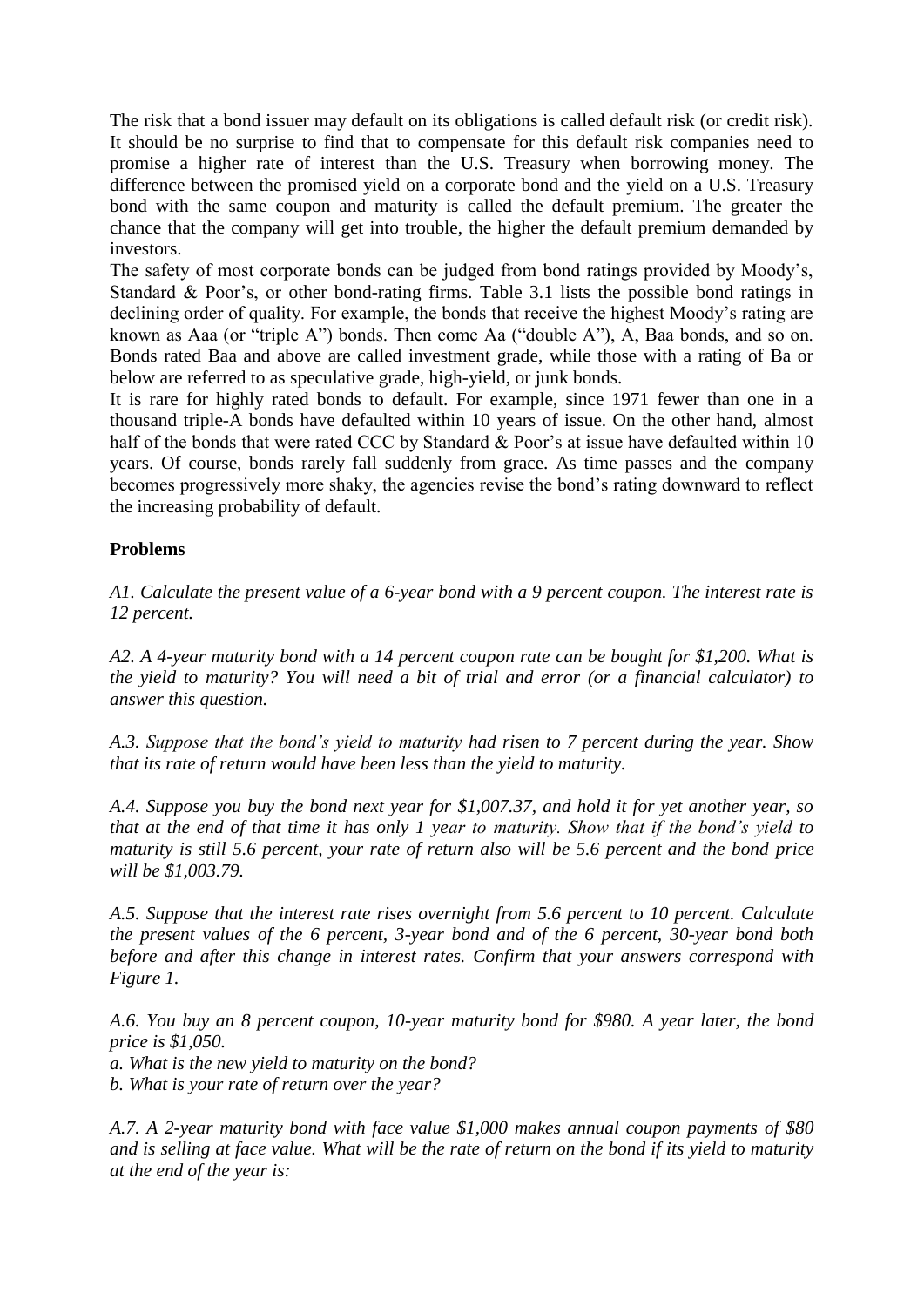The risk that a bond issuer may default on its obligations is called default risk (or credit risk). It should be no surprise to find that to compensate for this default risk companies need to promise a higher rate of interest than the U.S. Treasury when borrowing money. The difference between the promised yield on a corporate bond and the yield on a U.S. Treasury bond with the same coupon and maturity is called the default premium. The greater the chance that the company will get into trouble, the higher the default premium demanded by investors.

The safety of most corporate bonds can be judged from bond ratings provided by Moody's, Standard & Poor's, or other bond-rating firms. Table 3.1 lists the possible bond ratings in declining order of quality. For example, the bonds that receive the highest Moody's rating are known as Aaa (or "triple A") bonds. Then come Aa ("double A"), A, Baa bonds, and so on. Bonds rated Baa and above are called investment grade, while those with a rating of Ba or below are referred to as speculative grade, high-yield, or junk bonds.

It is rare for highly rated bonds to default. For example, since 1971 fewer than one in a thousand triple-A bonds have defaulted within 10 years of issue. On the other hand, almost half of the bonds that were rated CCC by Standard & Poor's at issue have defaulted within 10 years. Of course, bonds rarely fall suddenly from grace. As time passes and the company becomes progressively more shaky, the agencies revise the bond's rating downward to reflect the increasing probability of default.

**Problems**

*A1. Calculate the present value of a 6-year bond with a 9 percent coupon. The interest rate is 12 percent.*

*A2. A 4-year maturity bond with a 14 percent coupon rate can be bought for $1,200. What is the yield to maturity? You will need a bit of trial and error (or a financial calculator) to answer this question.*

*A.3. Suppose that the bond's yield to maturity had risen to 7 percent during the year. Show that its rate of return would have been less than the yield to maturity.*

*A.4. Suppose you buy the bond next year for $1,007.37, and hold it for yet another year, so that at the end of that time it has only 1 year to maturity. Show that if the bond's yield to maturity is still 5.6 percent, your rate of return also will be 5.6 percent and the bond price will be $1,003.79.*

*A.5. Suppose that the interest rate rises overnight from 5.6 percent to 10 percent. Calculate the present values of the 6 percent, 3-year bond and of the 6 percent, 30-year bond both before and after this change in interest rates. Confirm that your answers correspond with Figure 1.*

*A.6. You buy an 8 percent coupon, 10-year maturity bond for $980. A year later, the bond price is $1,050.*

*a. What is the new yield to maturity on the bond?*

*b. What is your rate of return over the year?*

*A.7. A 2-year maturity bond with face value $1,000 makes annual coupon payments of $80 and is selling at face value. What will be the rate of return on the bond if its yield to maturity at the end of the year is:*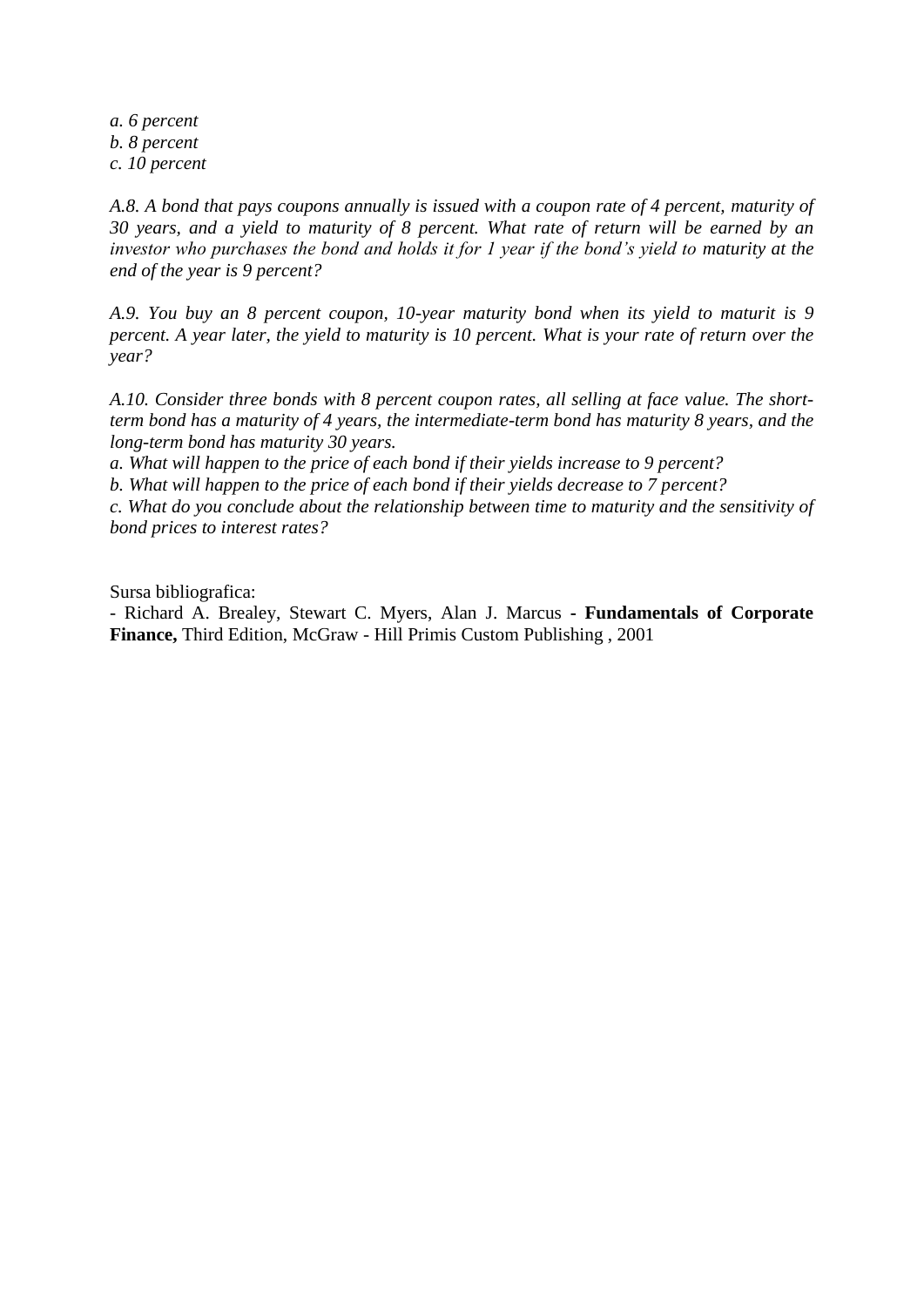*a. 6 percent*
*b. 8 percent*
*c. 10 percent*

*A.8. A bond that pays coupons annually is issued with a coupon rate of 4 percent, maturity of 30 years, and a yield to maturity of 8 percent. What rate of return will be earned by an investor who purchases the bond and holds it for 1 year if the bond's yield to maturity at the end of the year is 9 percent?*

*A.9. You buy an 8 percent coupon, 10-year maturity bond when its yield to maturit is 9 percent. A year later, the yield to maturity is 10 percent. What is your rate of return over the year?*

*A.10. Consider three bonds with 8 percent coupon rates, all selling at face value. The short-term bond has a maturity of 4 years, the intermediate-term bond has maturity 8 years, and the long-term bond has maturity 30 years.*
*a. What will happen to the price of each bond if their yields increase to 9 percent?*
*b. What will happen to the price of each bond if their yields decrease to 7 percent?*
*c. What do you conclude about the relationship between time to maturity and the sensitivity of bond prices to interest rates?*

Sursa bibliografica:
- Richard A. Brealey, Stewart C. Myers, Alan J. Marcus **- Fundamentals of Corporate Finance,** Third Edition, McGraw - Hill Primis Custom Publishing , 2001